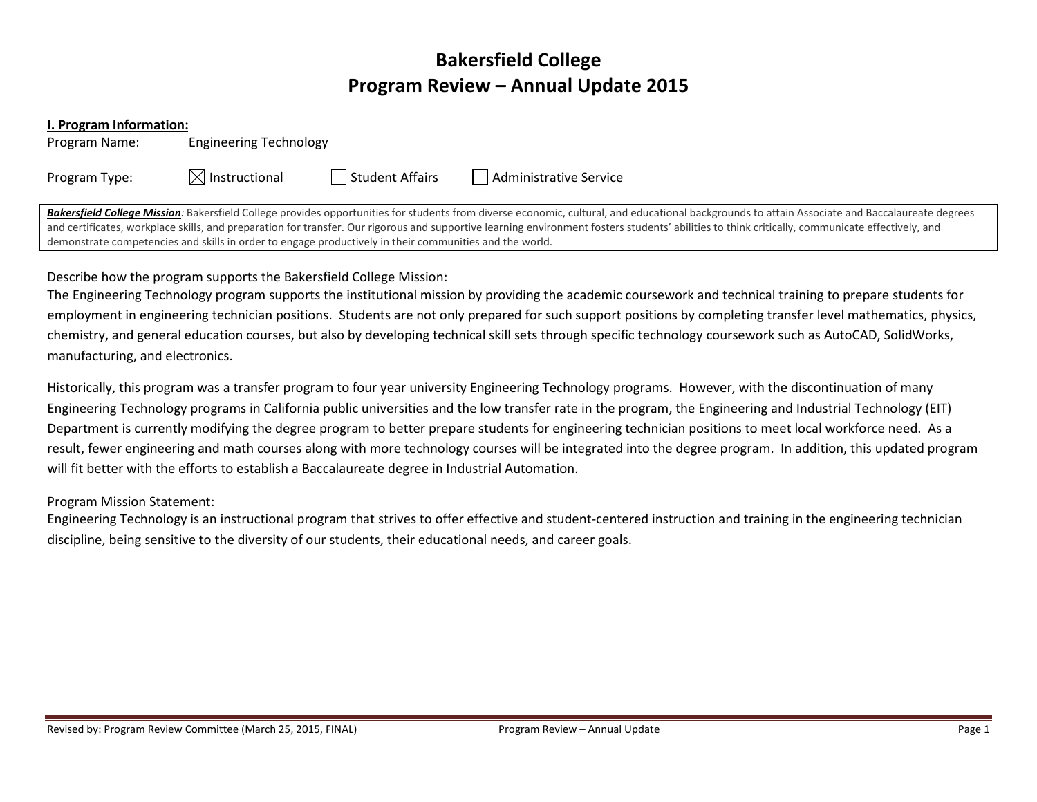# Bakersfield College
# Program Review – Annual Update 2015

**I. Program Information:**

Program Name: Engineering Technology

Program Type: ☒ Instructional ☐ Student Affairs ☐ Administrative Service

***Bakersfield College Mission***: Bakersfield College provides opportunities for students from diverse economic, cultural, and educational backgrounds to attain Associate and Baccalaureate degrees and certificates, workplace skills, and preparation for transfer. Our rigorous and supportive learning environment fosters students' abilities to think critically, communicate effectively, and demonstrate competencies and skills in order to engage productively in their communities and the world.

Describe how the program supports the Bakersfield College Mission:

The Engineering Technology program supports the institutional mission by providing the academic coursework and technical training to prepare students for employment in engineering technician positions. Students are not only prepared for such support positions by completing transfer level mathematics, physics, chemistry, and general education courses, but also by developing technical skill sets through specific technology coursework such as AutoCAD, SolidWorks, manufacturing, and electronics.

Historically, this program was a transfer program to four year university Engineering Technology programs. However, with the discontinuation of many Engineering Technology programs in California public universities and the low transfer rate in the program, the Engineering and Industrial Technology (EIT) Department is currently modifying the degree program to better prepare students for engineering technician positions to meet local workforce need. As a result, fewer engineering and math courses along with more technology courses will be integrated into the degree program. In addition, this updated program will fit better with the efforts to establish a Baccalaureate degree in Industrial Automation.

Program Mission Statement:

Engineering Technology is an instructional program that strives to offer effective and student-centered instruction and training in the engineering technician discipline, being sensitive to the diversity of our students, their educational needs, and career goals.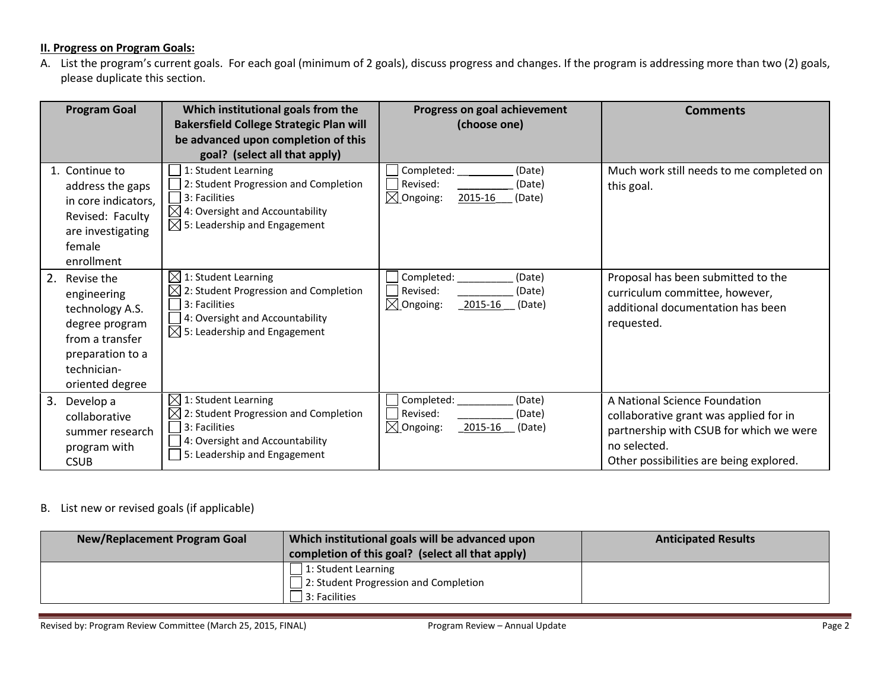**II. Progress on Program Goals:**

A. List the program's current goals. For each goal (minimum of 2 goals), discuss progress and changes. If the program is addressing more than two (2) goals, please duplicate this section.

| Program Goal | Which institutional goals from the Bakersfield College Strategic Plan will be advanced upon completion of this goal? (select all that apply) | Progress on goal achievement (choose one) | Comments |
|---|---|---|---|
| 1. Continue to address the gaps in core indicators, Revised: Faculty are investigating female enrollment | ☐ 1: Student Learning<br>☐ 2: Student Progression and Completion<br>☐ 3: Facilities<br>☒ 4: Oversight and Accountability<br>☒ 5: Leadership and Engagement | ☐ Completed: ________ (Date)<br>☐ Revised: ________ (Date)<br>☒ Ongoing: 2015-16 (Date) | Much work still needs to me completed on this goal. |
| 2. Revise the engineering technology A.S. degree program from a transfer preparation to a technician-oriented degree | ☒ 1: Student Learning<br>☒ 2: Student Progression and Completion<br>☐ 3: Facilities<br>☐ 4: Oversight and Accountability<br>☒ 5: Leadership and Engagement | ☐ Completed: ________ (Date)<br>☐ Revised: ________ (Date)<br>☒ Ongoing: 2015-16 (Date) | Proposal has been submitted to the curriculum committee, however, additional documentation has been requested. |
| 3. Develop a collaborative summer research program with CSUB | ☒ 1: Student Learning<br>☒ 2: Student Progression and Completion<br>☐ 3: Facilities<br>☐ 4: Oversight and Accountability<br>☐ 5: Leadership and Engagement | ☐ Completed: ________ (Date)<br>☐ Revised: ________ (Date)<br>☒ Ongoing: 2015-16 (Date) | A National Science Foundation collaborative grant was applied for in partnership with CSUB for which we were no selected.<br>Other possibilities are being explored. |

B. List new or revised goals (if applicable)

| New/Replacement Program Goal | Which institutional goals will be advanced upon completion of this goal? (select all that apply) | Anticipated Results |
|---|---|---|
| | ☐ 1: Student Learning<br>☐ 2: Student Progression and Completion<br>☐ 3: Facilities | |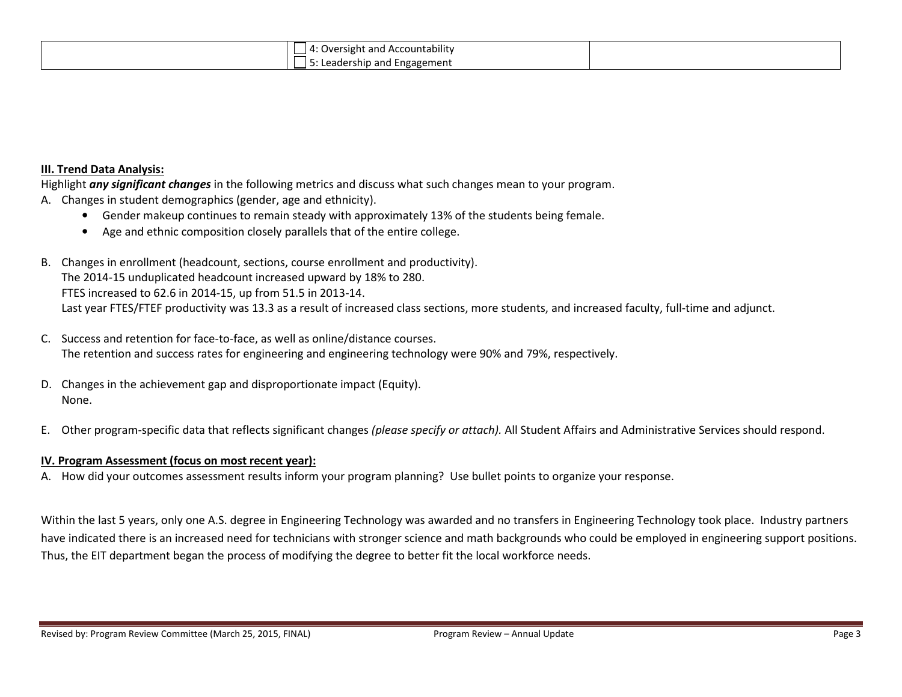|  | ☐ 4: Oversight and Accountability<br>☐ 5: Leadership and Engagement |  |
|---|---|---|

**III. Trend Data Analysis:**

Highlight ***any significant changes*** in the following metrics and discuss what such changes mean to your program.

A. Changes in student demographics (gender, age and ethnicity).
   - Gender makeup continues to remain steady with approximately 13% of the students being female.
   - Age and ethnic composition closely parallels that of the entire college.

B. Changes in enrollment (headcount, sections, course enrollment and productivity).
   The 2014-15 unduplicated headcount increased upward by 18% to 280.
   FTES increased to 62.6 in 2014-15, up from 51.5 in 2013-14.
   Last year FTES/FTEF productivity was 13.3 as a result of increased class sections, more students, and increased faculty, full-time and adjunct.

C. Success and retention for face-to-face, as well as online/distance courses.
   The retention and success rates for engineering and engineering technology were 90% and 79%, respectively.

D. Changes in the achievement gap and disproportionate impact (Equity).
   None.

E. Other program-specific data that reflects significant changes *(please specify or attach).* All Student Affairs and Administrative Services should respond.

**IV. Program Assessment (focus on most recent year):**

A. How did your outcomes assessment results inform your program planning? Use bullet points to organize your response.

Within the last 5 years, only one A.S. degree in Engineering Technology was awarded and no transfers in Engineering Technology took place. Industry partners have indicated there is an increased need for technicians with stronger science and math backgrounds who could be employed in engineering support positions. Thus, the EIT department began the process of modifying the degree to better fit the local workforce needs.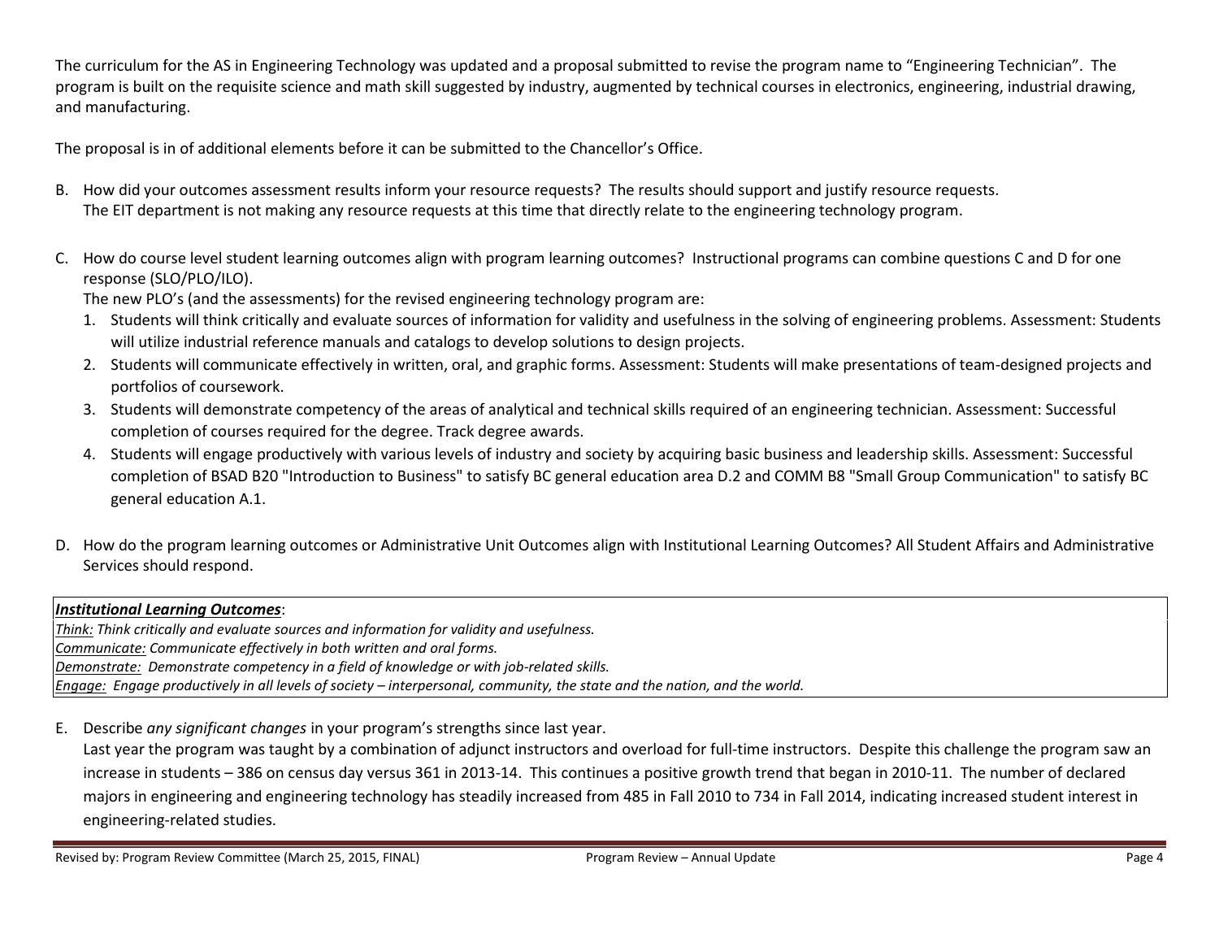The curriculum for the AS in Engineering Technology was updated and a proposal submitted to revise the program name to "Engineering Technician". The program is built on the requisite science and math skill suggested by industry, augmented by technical courses in electronics, engineering, industrial drawing, and manufacturing.

The proposal is in of additional elements before it can be submitted to the Chancellor's Office.

B. How did your outcomes assessment results inform your resource requests? The results should support and justify resource requests.
   The EIT department is not making any resource requests at this time that directly relate to the engineering technology program.

C. How do course level student learning outcomes align with program learning outcomes? Instructional programs can combine questions C and D for one response (SLO/PLO/ILO).
   The new PLO's (and the assessments) for the revised engineering technology program are:
   1. Students will think critically and evaluate sources of information for validity and usefulness in the solving of engineering problems. Assessment: Students will utilize industrial reference manuals and catalogs to develop solutions to design projects.
   2. Students will communicate effectively in written, oral, and graphic forms. Assessment: Students will make presentations of team-designed projects and portfolios of coursework.
   3. Students will demonstrate competency of the areas of analytical and technical skills required of an engineering technician. Assessment: Successful completion of courses required for the degree. Track degree awards.
   4. Students will engage productively with various levels of industry and society by acquiring basic business and leadership skills. Assessment: Successful completion of BSAD B20 "Introduction to Business" to satisfy BC general education area D.2 and COMM B8 "Small Group Communication" to satisfy BC general education A.1.

D. How do the program learning outcomes or Administrative Unit Outcomes align with Institutional Learning Outcomes? All Student Affairs and Administrative Services should respond.

***Institutional Learning Outcomes***:
*Think: Think critically and evaluate sources and information for validity and usefulness.*
*Communicate: Communicate effectively in both written and oral forms.*
*Demonstrate: Demonstrate competency in a field of knowledge or with job-related skills.*
*Engage: Engage productively in all levels of society – interpersonal, community, the state and the nation, and the world.*

E. Describe *any significant changes* in your program's strengths since last year.
   Last year the program was taught by a combination of adjunct instructors and overload for full-time instructors. Despite this challenge the program saw an increase in students – 386 on census day versus 361 in 2013-14. This continues a positive growth trend that began in 2010-11. The number of declared majors in engineering and engineering technology has steadily increased from 485 in Fall 2010 to 734 in Fall 2014, indicating increased student interest in engineering-related studies.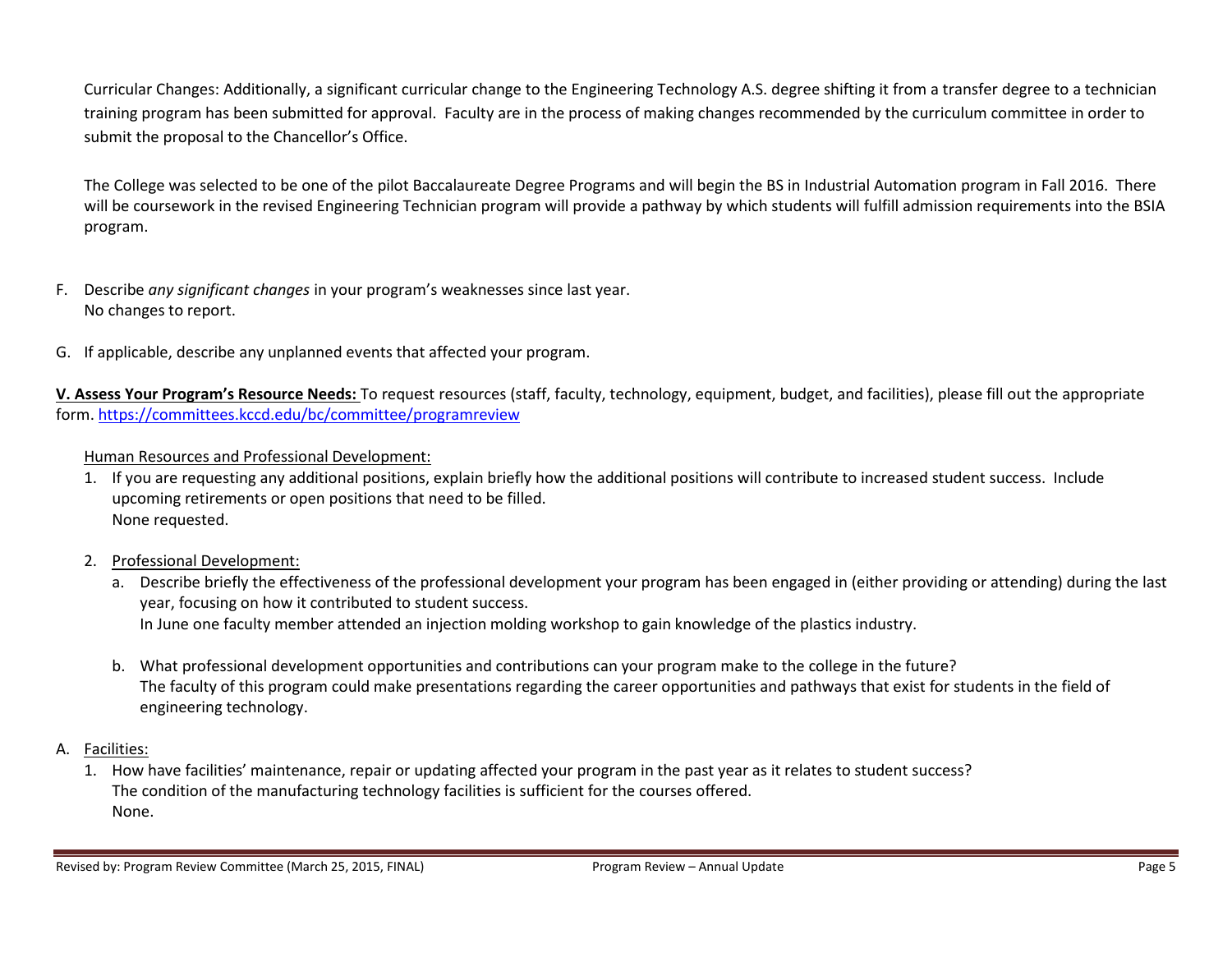Curricular Changes: Additionally, a significant curricular change to the Engineering Technology A.S. degree shifting it from a transfer degree to a technician training program has been submitted for approval. Faculty are in the process of making changes recommended by the curriculum committee in order to submit the proposal to the Chancellor's Office.

The College was selected to be one of the pilot Baccalaureate Degree Programs and will begin the BS in Industrial Automation program in Fall 2016. There will be coursework in the revised Engineering Technician program will provide a pathway by which students will fulfill admission requirements into the BSIA program.

F. Describe *any significant changes* in your program's weaknesses since last year.
   No changes to report.

G. If applicable, describe any unplanned events that affected your program.

**V. Assess Your Program's Resource Needs:** To request resources (staff, faculty, technology, equipment, budget, and facilities), please fill out the appropriate form. https://committees.kccd.edu/bc/committee/programreview

Human Resources and Professional Development:

1. If you are requesting any additional positions, explain briefly how the additional positions will contribute to increased student success. Include upcoming retirements or open positions that need to be filled.
   None requested.

2. Professional Development:
   a. Describe briefly the effectiveness of the professional development your program has been engaged in (either providing or attending) during the last year, focusing on how it contributed to student success.
      In June one faculty member attended an injection molding workshop to gain knowledge of the plastics industry.

   b. What professional development opportunities and contributions can your program make to the college in the future?
      The faculty of this program could make presentations regarding the career opportunities and pathways that exist for students in the field of engineering technology.

A. Facilities:
   1. How have facilities' maintenance, repair or updating affected your program in the past year as it relates to student success?
      The condition of the manufacturing technology facilities is sufficient for the courses offered.
      None.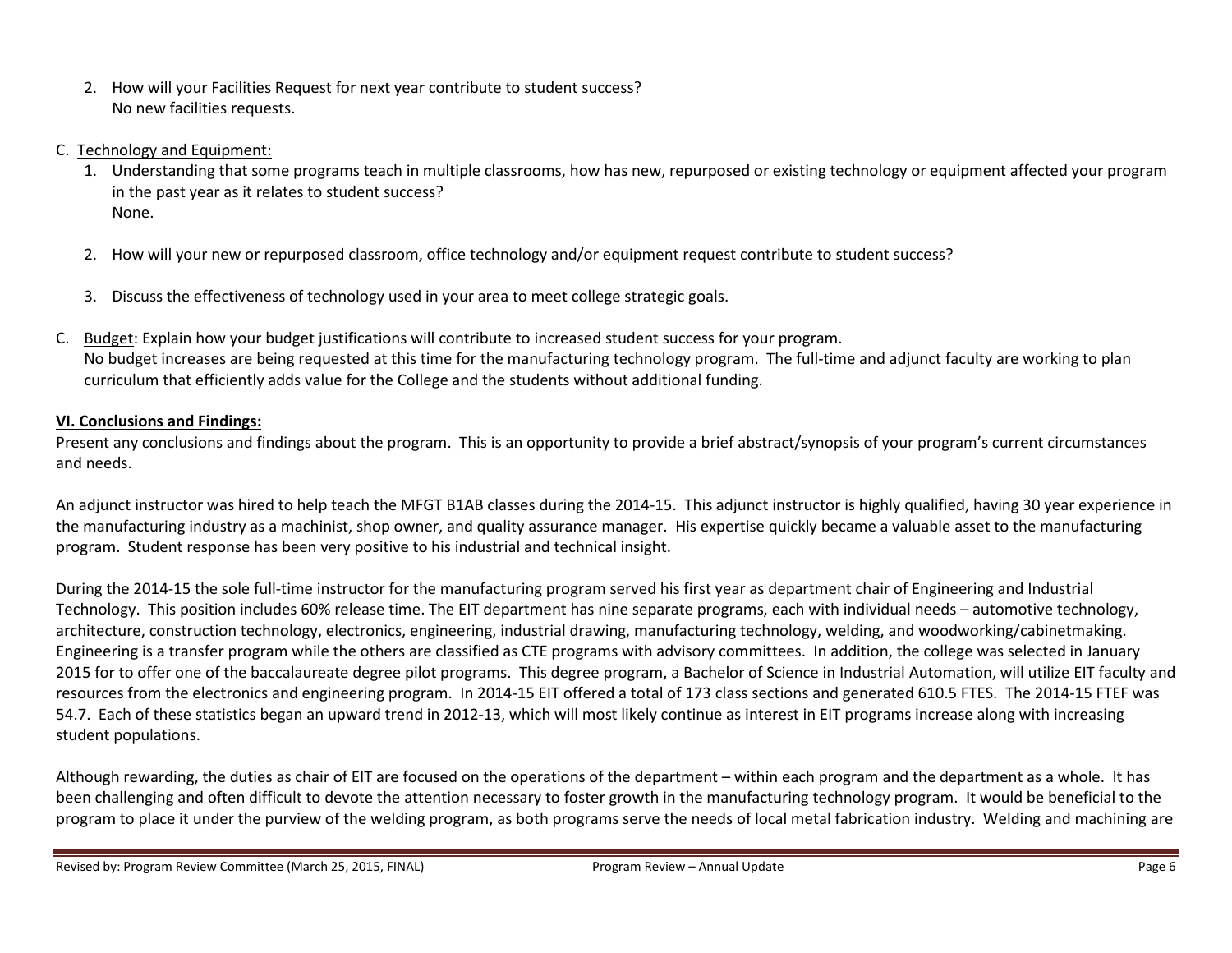2. How will your Facilities Request for next year contribute to student success?
   No new facilities requests.

C. Technology and Equipment:

1. Understanding that some programs teach in multiple classrooms, how has new, repurposed or existing technology or equipment affected your program in the past year as it relates to student success?
   None.

2. How will your new or repurposed classroom, office technology and/or equipment request contribute to student success?

3. Discuss the effectiveness of technology used in your area to meet college strategic goals.

C. Budget: Explain how your budget justifications will contribute to increased student success for your program.
   No budget increases are being requested at this time for the manufacturing technology program. The full-time and adjunct faculty are working to plan curriculum that efficiently adds value for the College and the students without additional funding.

**VI. Conclusions and Findings:**

Present any conclusions and findings about the program. This is an opportunity to provide a brief abstract/synopsis of your program's current circumstances and needs.

An adjunct instructor was hired to help teach the MFGT B1AB classes during the 2014-15. This adjunct instructor is highly qualified, having 30 year experience in the manufacturing industry as a machinist, shop owner, and quality assurance manager. His expertise quickly became a valuable asset to the manufacturing program. Student response has been very positive to his industrial and technical insight.

During the 2014-15 the sole full-time instructor for the manufacturing program served his first year as department chair of Engineering and Industrial Technology. This position includes 60% release time. The EIT department has nine separate programs, each with individual needs – automotive technology, architecture, construction technology, electronics, engineering, industrial drawing, manufacturing technology, welding, and woodworking/cabinetmaking. Engineering is a transfer program while the others are classified as CTE programs with advisory committees. In addition, the college was selected in January 2015 for to offer one of the baccalaureate degree pilot programs. This degree program, a Bachelor of Science in Industrial Automation, will utilize EIT faculty and resources from the electronics and engineering program. In 2014-15 EIT offered a total of 173 class sections and generated 610.5 FTES. The 2014-15 FTEF was 54.7. Each of these statistics began an upward trend in 2012-13, which will most likely continue as interest in EIT programs increase along with increasing student populations.

Although rewarding, the duties as chair of EIT are focused on the operations of the department – within each program and the department as a whole. It has been challenging and often difficult to devote the attention necessary to foster growth in the manufacturing technology program. It would be beneficial to the program to place it under the purview of the welding program, as both programs serve the needs of local metal fabrication industry. Welding and machining are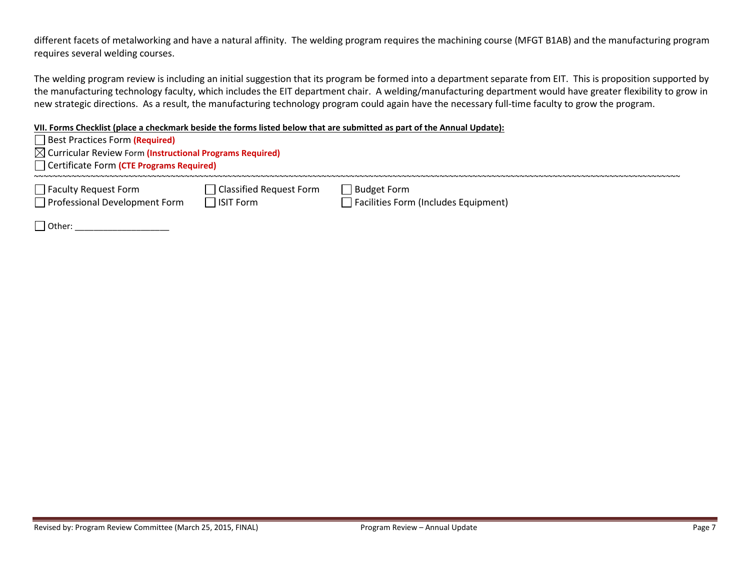different facets of metalworking and have a natural affinity. The welding program requires the machining course (MFGT B1AB) and the manufacturing program requires several welding courses.

The welding program review is including an initial suggestion that its program be formed into a department separate from EIT. This is proposition supported by the manufacturing technology faculty, which includes the EIT department chair. A welding/manufacturing department would have greater flexibility to grow in new strategic directions. As a result, the manufacturing technology program could again have the necessary full-time faculty to grow the program.

**VII. Forms Checklist (place a checkmark beside the forms listed below that are submitted as part of the Annual Update):**

☐ Best Practices Form **(Required)**
☒ Curricular Review Form **(Instructional Programs Required)**
☐ Certificate Form **(CTE Programs Required)**

~~~~~~~~~~~~~~~~~~~~~~~~~~~~~~~~~~~~~~~~~~~~~~~~~~~~~~~~~~~~~~~~~~~~~~~~~~~~~~~~

☐ Faculty Request Form
☐ Classified Request Form
☐ Budget Form
☐ Professional Development Form
☐ ISIT Form
☐ Facilities Form (Includes Equipment)

☐ Other: ____________________